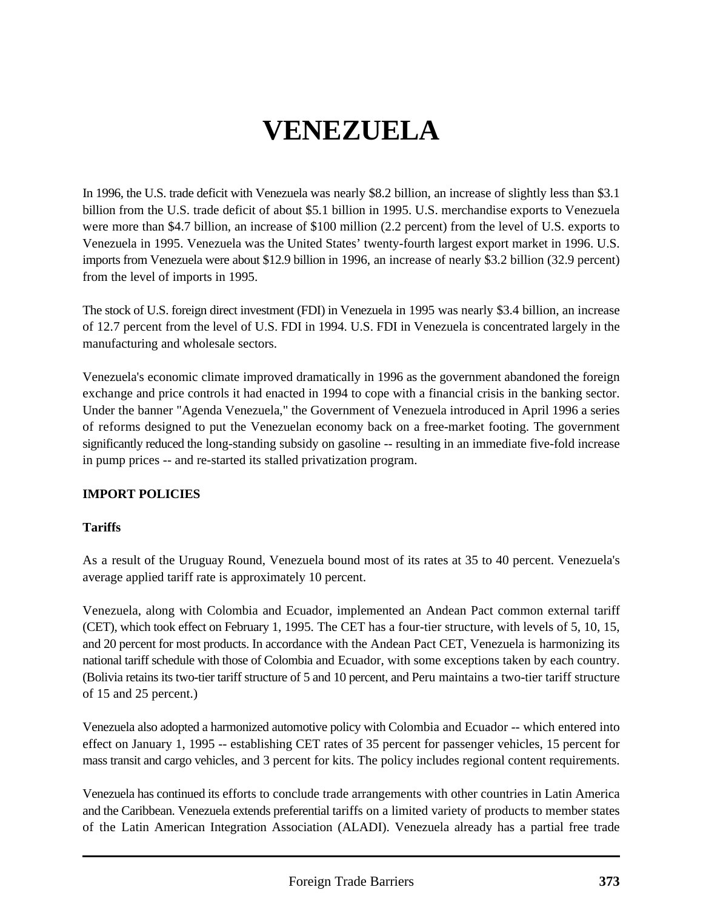# VENEZUELA

In 1996, the U.S. trade deficit with Venezuela was nearly $8.2 billion, an increase of slightly less than $3.1 billion from the U.S. trade deficit of about $5.1 billion in 1995. U.S. merchandise exports to Venezuela were more than $4.7 billion, an increase of $100 million (2.2 percent) from the level of U.S. exports to Venezuela in 1995. Venezuela was the United States' twenty-fourth largest export market in 1996. U.S. imports from Venezuela were about $12.9 billion in 1996, an increase of nearly $3.2 billion (32.9 percent) from the level of imports in 1995.

The stock of U.S. foreign direct investment (FDI) in Venezuela in 1995 was nearly $3.4 billion, an increase of 12.7 percent from the level of U.S. FDI in 1994. U.S. FDI in Venezuela is concentrated largely in the manufacturing and wholesale sectors.

Venezuela's economic climate improved dramatically in 1996 as the government abandoned the foreign exchange and price controls it had enacted in 1994 to cope with a financial crisis in the banking sector. Under the banner "Agenda Venezuela," the Government of Venezuela introduced in April 1996 a series of reforms designed to put the Venezuelan economy back on a free-market footing. The government significantly reduced the long-standing subsidy on gasoline -- resulting in an immediate five-fold increase in pump prices -- and re-started its stalled privatization program.

## IMPORT POLICIES

### Tariffs

As a result of the Uruguay Round, Venezuela bound most of its rates at 35 to 40 percent. Venezuela's average applied tariff rate is approximately 10 percent.

Venezuela, along with Colombia and Ecuador, implemented an Andean Pact common external tariff (CET), which took effect on February 1, 1995. The CET has a four-tier structure, with levels of 5, 10, 15, and 20 percent for most products. In accordance with the Andean Pact CET, Venezuela is harmonizing its national tariff schedule with those of Colombia and Ecuador, with some exceptions taken by each country. (Bolivia retains its two-tier tariff structure of 5 and 10 percent, and Peru maintains a two-tier tariff structure of 15 and 25 percent.)

Venezuela also adopted a harmonized automotive policy with Colombia and Ecuador -- which entered into effect on January 1, 1995 -- establishing CET rates of 35 percent for passenger vehicles, 15 percent for mass transit and cargo vehicles, and 3 percent for kits. The policy includes regional content requirements.

Venezuela has continued its efforts to conclude trade arrangements with other countries in Latin America and the Caribbean. Venezuela extends preferential tariffs on a limited variety of products to member states of the Latin American Integration Association (ALADI). Venezuela already has a partial free trade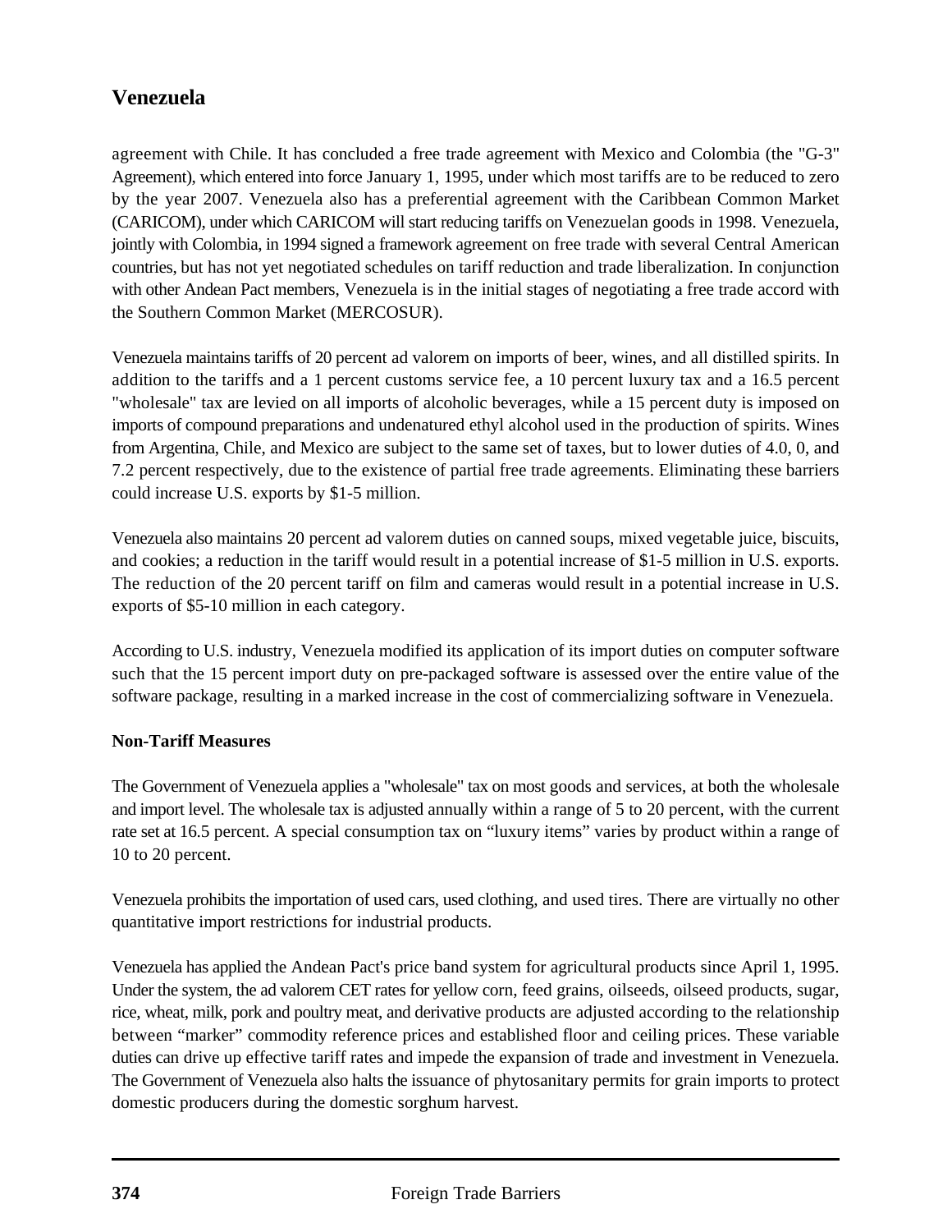agreement with Chile. It has concluded a free trade agreement with Mexico and Colombia (the "G-3" Agreement), which entered into force January 1, 1995, under which most tariffs are to be reduced to zero by the year 2007. Venezuela also has a preferential agreement with the Caribbean Common Market (CARICOM), under which CARICOM will start reducing tariffs on Venezuelan goods in 1998. Venezuela, jointly with Colombia, in 1994 signed a framework agreement on free trade with several Central American countries, but has not yet negotiated schedules on tariff reduction and trade liberalization. In conjunction with other Andean Pact members, Venezuela is in the initial stages of negotiating a free trade accord with the Southern Common Market (MERCOSUR).

Venezuela maintains tariffs of 20 percent ad valorem on imports of beer, wines, and all distilled spirits. In addition to the tariffs and a 1 percent customs service fee, a 10 percent luxury tax and a 16.5 percent "wholesale" tax are levied on all imports of alcoholic beverages, while a 15 percent duty is imposed on imports of compound preparations and undenatured ethyl alcohol used in the production of spirits. Wines from Argentina, Chile, and Mexico are subject to the same set of taxes, but to lower duties of 4.0, 0, and 7.2 percent respectively, due to the existence of partial free trade agreements. Eliminating these barriers could increase U.S. exports by $1-5 million.

Venezuela also maintains 20 percent ad valorem duties on canned soups, mixed vegetable juice, biscuits, and cookies; a reduction in the tariff would result in a potential increase of $1-5 million in U.S. exports. The reduction of the 20 percent tariff on film and cameras would result in a potential increase in U.S. exports of $5-10 million in each category.

According to U.S. industry, Venezuela modified its application of its import duties on computer software such that the 15 percent import duty on pre-packaged software is assessed over the entire value of the software package, resulting in a marked increase in the cost of commercializing software in Venezuela.

**Non-Tariff Measures**

The Government of Venezuela applies a "wholesale" tax on most goods and services, at both the wholesale and import level. The wholesale tax is adjusted annually within a range of 5 to 20 percent, with the current rate set at 16.5 percent. A special consumption tax on "luxury items" varies by product within a range of 10 to 20 percent.

Venezuela prohibits the importation of used cars, used clothing, and used tires. There are virtually no other quantitative import restrictions for industrial products.

Venezuela has applied the Andean Pact's price band system for agricultural products since April 1, 1995. Under the system, the ad valorem CET rates for yellow corn, feed grains, oilseeds, oilseed products, sugar, rice, wheat, milk, pork and poultry meat, and derivative products are adjusted according to the relationship between "marker" commodity reference prices and established floor and ceiling prices. These variable duties can drive up effective tariff rates and impede the expansion of trade and investment in Venezuela. The Government of Venezuela also halts the issuance of phytosanitary permits for grain imports to protect domestic producers during the domestic sorghum harvest.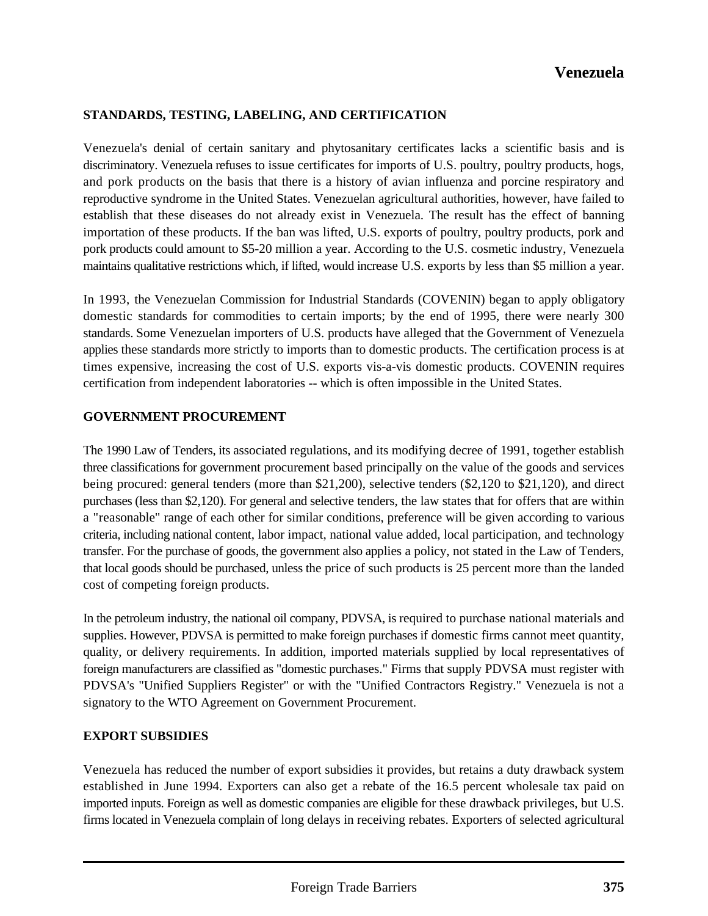## STANDARDS, TESTING, LABELING, AND CERTIFICATION

Venezuela's denial of certain sanitary and phytosanitary certificates lacks a scientific basis and is discriminatory. Venezuela refuses to issue certificates for imports of U.S. poultry, poultry products, hogs, and pork products on the basis that there is a history of avian influenza and porcine respiratory and reproductive syndrome in the United States. Venezuelan agricultural authorities, however, have failed to establish that these diseases do not already exist in Venezuela. The result has the effect of banning importation of these products. If the ban was lifted, U.S. exports of poultry, poultry products, pork and pork products could amount to $5-20 million a year. According to the U.S. cosmetic industry, Venezuela maintains qualitative restrictions which, if lifted, would increase U.S. exports by less than $5 million a year.

In 1993, the Venezuelan Commission for Industrial Standards (COVENIN) began to apply obligatory domestic standards for commodities to certain imports; by the end of 1995, there were nearly 300 standards. Some Venezuelan importers of U.S. products have alleged that the Government of Venezuela applies these standards more strictly to imports than to domestic products. The certification process is at times expensive, increasing the cost of U.S. exports vis-a-vis domestic products. COVENIN requires certification from independent laboratories -- which is often impossible in the United States.

## GOVERNMENT PROCUREMENT

The 1990 Law of Tenders, its associated regulations, and its modifying decree of 1991, together establish three classifications for government procurement based principally on the value of the goods and services being procured: general tenders (more than $21,200), selective tenders ($2,120 to $21,120), and direct purchases (less than $2,120). For general and selective tenders, the law states that for offers that are within a "reasonable" range of each other for similar conditions, preference will be given according to various criteria, including national content, labor impact, national value added, local participation, and technology transfer. For the purchase of goods, the government also applies a policy, not stated in the Law of Tenders, that local goods should be purchased, unless the price of such products is 25 percent more than the landed cost of competing foreign products.

In the petroleum industry, the national oil company, PDVSA, is required to purchase national materials and supplies. However, PDVSA is permitted to make foreign purchases if domestic firms cannot meet quantity, quality, or delivery requirements. In addition, imported materials supplied by local representatives of foreign manufacturers are classified as "domestic purchases." Firms that supply PDVSA must register with PDVSA's "Unified Suppliers Register" or with the "Unified Contractors Registry." Venezuela is not a signatory to the WTO Agreement on Government Procurement.

## EXPORT SUBSIDIES

Venezuela has reduced the number of export subsidies it provides, but retains a duty drawback system established in June 1994. Exporters can also get a rebate of the 16.5 percent wholesale tax paid on imported inputs. Foreign as well as domestic companies are eligible for these drawback privileges, but U.S. firms located in Venezuela complain of long delays in receiving rebates. Exporters of selected agricultural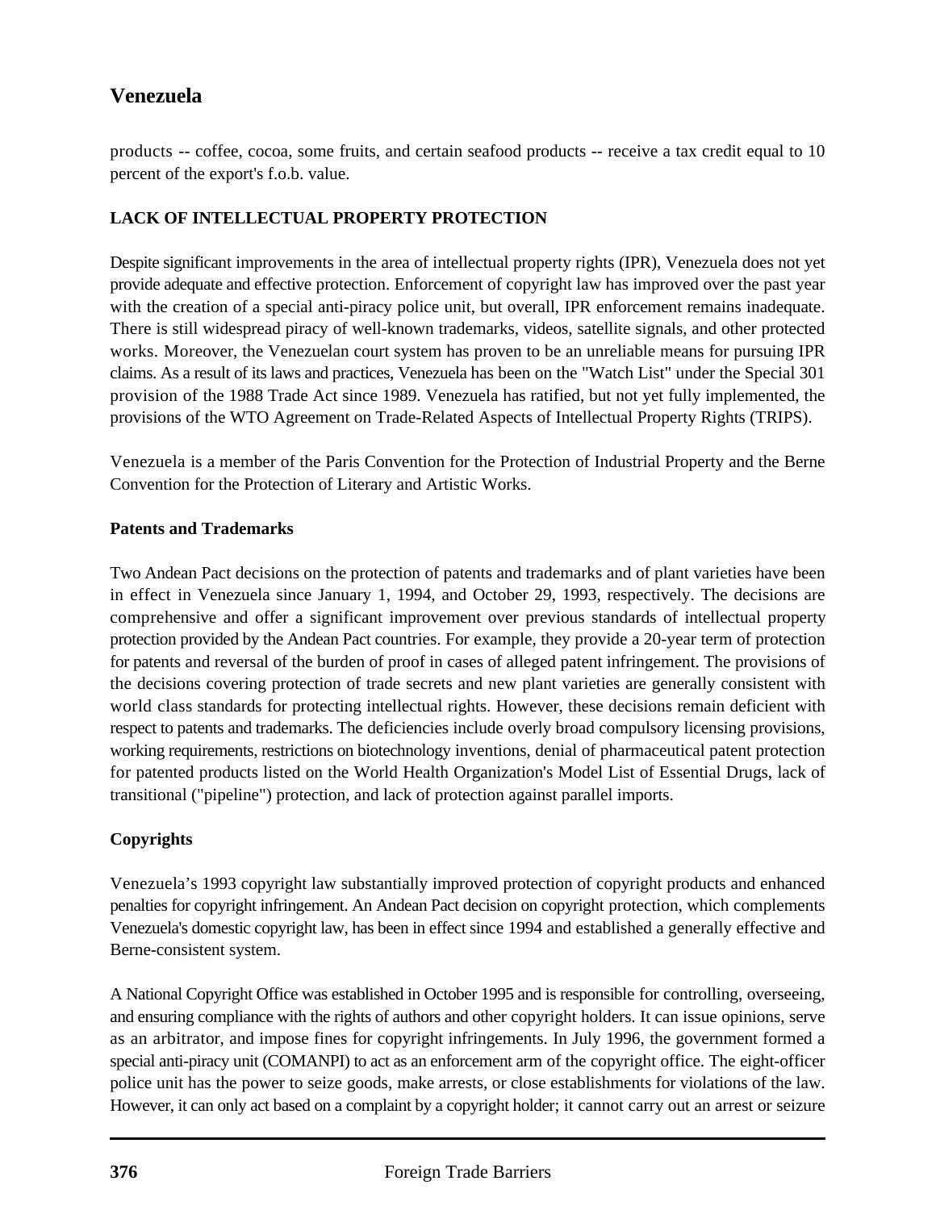products -- coffee, cocoa, some fruits, and certain seafood products -- receive a tax credit equal to 10 percent of the export's f.o.b. value.

## LACK OF INTELLECTUAL PROPERTY PROTECTION

Despite significant improvements in the area of intellectual property rights (IPR), Venezuela does not yet provide adequate and effective protection. Enforcement of copyright law has improved over the past year with the creation of a special anti-piracy police unit, but overall, IPR enforcement remains inadequate. There is still widespread piracy of well-known trademarks, videos, satellite signals, and other protected works. Moreover, the Venezuelan court system has proven to be an unreliable means for pursuing IPR claims. As a result of its laws and practices, Venezuela has been on the "Watch List" under the Special 301 provision of the 1988 Trade Act since 1989. Venezuela has ratified, but not yet fully implemented, the provisions of the WTO Agreement on Trade-Related Aspects of Intellectual Property Rights (TRIPS).

Venezuela is a member of the Paris Convention for the Protection of Industrial Property and the Berne Convention for the Protection of Literary and Artistic Works.

### Patents and Trademarks

Two Andean Pact decisions on the protection of patents and trademarks and of plant varieties have been in effect in Venezuela since January 1, 1994, and October 29, 1993, respectively. The decisions are comprehensive and offer a significant improvement over previous standards of intellectual property protection provided by the Andean Pact countries. For example, they provide a 20-year term of protection for patents and reversal of the burden of proof in cases of alleged patent infringement. The provisions of the decisions covering protection of trade secrets and new plant varieties are generally consistent with world class standards for protecting intellectual rights. However, these decisions remain deficient with respect to patents and trademarks. The deficiencies include overly broad compulsory licensing provisions, working requirements, restrictions on biotechnology inventions, denial of pharmaceutical patent protection for patented products listed on the World Health Organization's Model List of Essential Drugs, lack of transitional ("pipeline") protection, and lack of protection against parallel imports.

### Copyrights

Venezuela's 1993 copyright law substantially improved protection of copyright products and enhanced penalties for copyright infringement. An Andean Pact decision on copyright protection, which complements Venezuela's domestic copyright law, has been in effect since 1994 and established a generally effective and Berne-consistent system.

A National Copyright Office was established in October 1995 and is responsible for controlling, overseeing, and ensuring compliance with the rights of authors and other copyright holders. It can issue opinions, serve as an arbitrator, and impose fines for copyright infringements. In July 1996, the government formed a special anti-piracy unit (COMANPI) to act as an enforcement arm of the copyright office. The eight-officer police unit has the power to seize goods, make arrests, or close establishments for violations of the law. However, it can only act based on a complaint by a copyright holder; it cannot carry out an arrest or seizure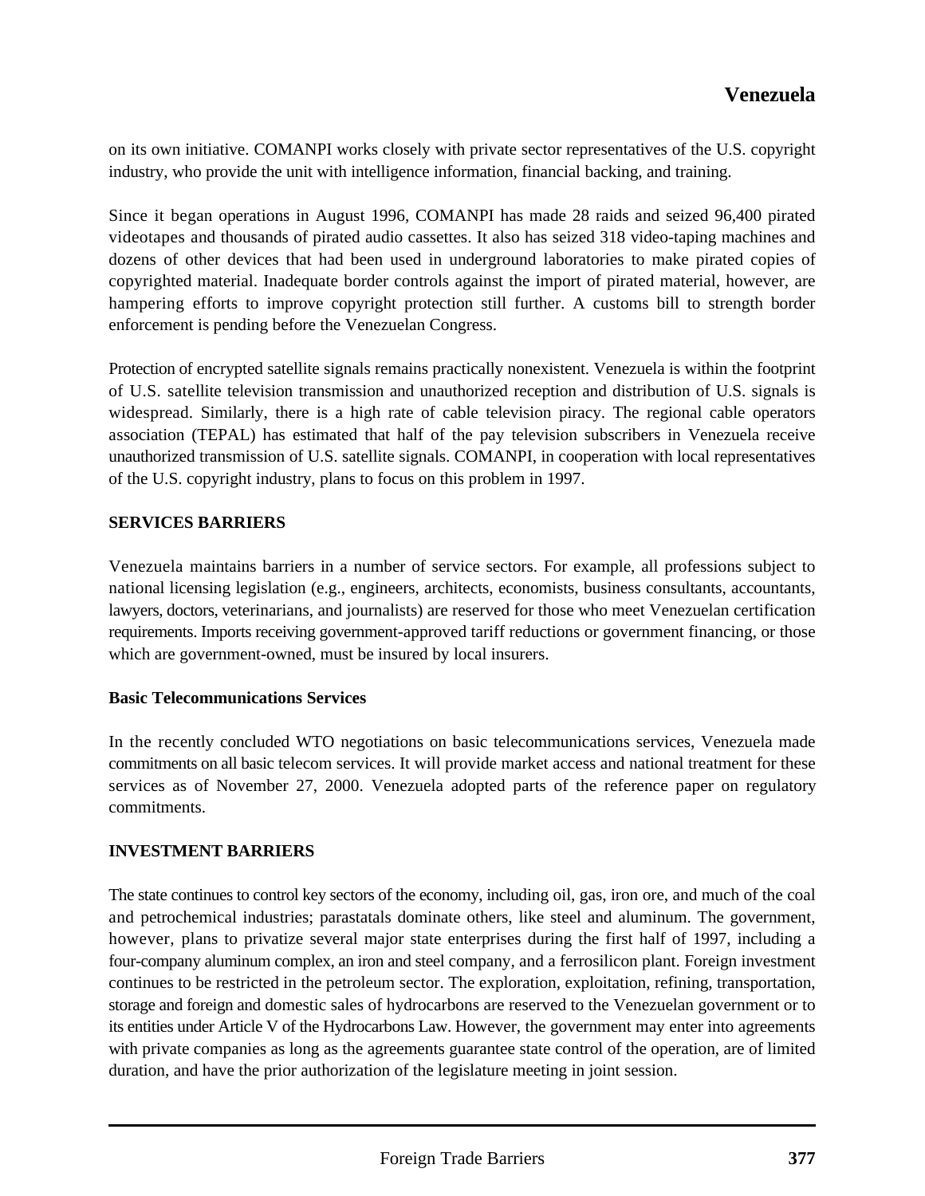on its own initiative. COMANPI works closely with private sector representatives of the U.S. copyright industry, who provide the unit with intelligence information, financial backing, and training.

Since it began operations in August 1996, COMANPI has made 28 raids and seized 96,400 pirated videotapes and thousands of pirated audio cassettes. It also has seized 318 video-taping machines and dozens of other devices that had been used in underground laboratories to make pirated copies of copyrighted material. Inadequate border controls against the import of pirated material, however, are hampering efforts to improve copyright protection still further. A customs bill to strength border enforcement is pending before the Venezuelan Congress.

Protection of encrypted satellite signals remains practically nonexistent. Venezuela is within the footprint of U.S. satellite television transmission and unauthorized reception and distribution of U.S. signals is widespread. Similarly, there is a high rate of cable television piracy. The regional cable operators association (TEPAL) has estimated that half of the pay television subscribers in Venezuela receive unauthorized transmission of U.S. satellite signals. COMANPI, in cooperation with local representatives of the U.S. copyright industry, plans to focus on this problem in 1997.

## SERVICES BARRIERS

Venezuela maintains barriers in a number of service sectors. For example, all professions subject to national licensing legislation (e.g., engineers, architects, economists, business consultants, accountants, lawyers, doctors, veterinarians, and journalists) are reserved for those who meet Venezuelan certification requirements. Imports receiving government-approved tariff reductions or government financing, or those which are government-owned, must be insured by local insurers.

### Basic Telecommunications Services

In the recently concluded WTO negotiations on basic telecommunications services, Venezuela made commitments on all basic telecom services. It will provide market access and national treatment for these services as of November 27, 2000. Venezuela adopted parts of the reference paper on regulatory commitments.

## INVESTMENT BARRIERS

The state continues to control key sectors of the economy, including oil, gas, iron ore, and much of the coal and petrochemical industries; parastatals dominate others, like steel and aluminum. The government, however, plans to privatize several major state enterprises during the first half of 1997, including a four-company aluminum complex, an iron and steel company, and a ferrosilicon plant. Foreign investment continues to be restricted in the petroleum sector. The exploration, exploitation, refining, transportation, storage and foreign and domestic sales of hydrocarbons are reserved to the Venezuelan government or to its entities under Article V of the Hydrocarbons Law. However, the government may enter into agreements with private companies as long as the agreements guarantee state control of the operation, are of limited duration, and have the prior authorization of the legislature meeting in joint session.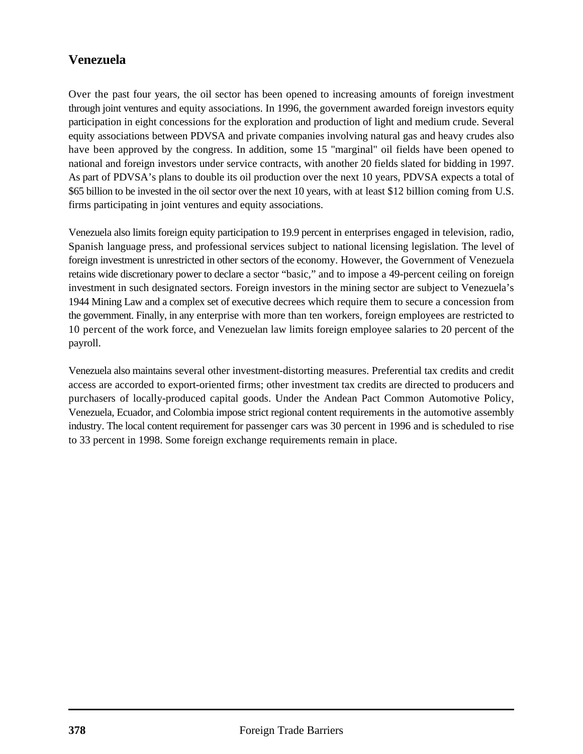## Venezuela

Over the past four years, the oil sector has been opened to increasing amounts of foreign investment through joint ventures and equity associations. In 1996, the government awarded foreign investors equity participation in eight concessions for the exploration and production of light and medium crude. Several equity associations between PDVSA and private companies involving natural gas and heavy crudes also have been approved by the congress. In addition, some 15 "marginal" oil fields have been opened to national and foreign investors under service contracts, with another 20 fields slated for bidding in 1997. As part of PDVSA's plans to double its oil production over the next 10 years, PDVSA expects a total of $65 billion to be invested in the oil sector over the next 10 years, with at least $12 billion coming from U.S. firms participating in joint ventures and equity associations.

Venezuela also limits foreign equity participation to 19.9 percent in enterprises engaged in television, radio, Spanish language press, and professional services subject to national licensing legislation. The level of foreign investment is unrestricted in other sectors of the economy. However, the Government of Venezuela retains wide discretionary power to declare a sector "basic," and to impose a 49-percent ceiling on foreign investment in such designated sectors. Foreign investors in the mining sector are subject to Venezuela's 1944 Mining Law and a complex set of executive decrees which require them to secure a concession from the government. Finally, in any enterprise with more than ten workers, foreign employees are restricted to 10 percent of the work force, and Venezuelan law limits foreign employee salaries to 20 percent of the payroll.

Venezuela also maintains several other investment-distorting measures. Preferential tax credits and credit access are accorded to export-oriented firms; other investment tax credits are directed to producers and purchasers of locally-produced capital goods. Under the Andean Pact Common Automotive Policy, Venezuela, Ecuador, and Colombia impose strict regional content requirements in the automotive assembly industry. The local content requirement for passenger cars was 30 percent in 1996 and is scheduled to rise to 33 percent in 1998. Some foreign exchange requirements remain in place.